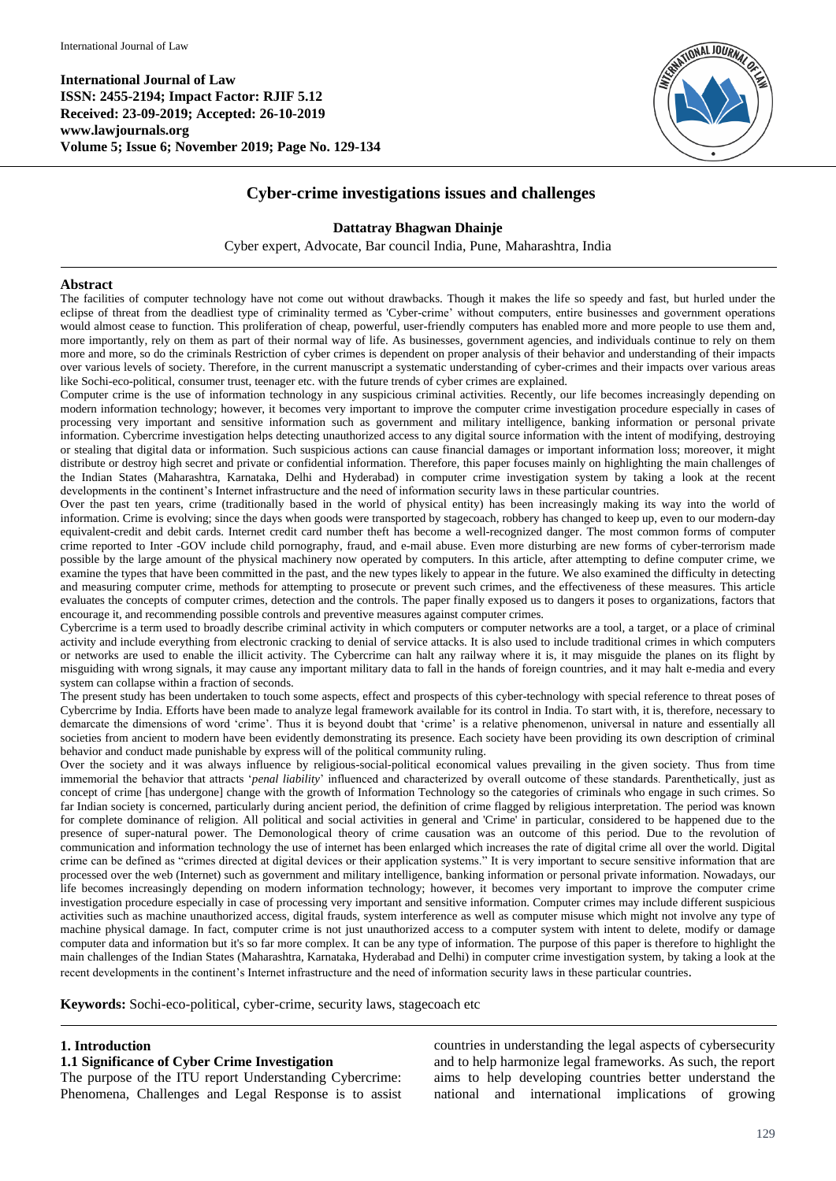**International Journal of Law**
**ISSN: 2455-2194; Impact Factor: RJIF 5.12**
**Received: 23-09-2019; Accepted: 26-10-2019**
**www.lawjournals.org**
**Volume 5; Issue 6; November 2019; Page No. 129-134**

# Cyber-crime investigations issues and challenges

**Dattatray Bhagwan Dhainje**

Cyber expert, Advocate, Bar council India, Pune, Maharashtra, India

## Abstract

The facilities of computer technology have not come out without drawbacks. Though it makes the life so speedy and fast, but hurled under the eclipse of threat from the deadliest type of criminality termed as 'Cyber-crime' without computers, entire businesses and government operations would almost cease to function. This proliferation of cheap, powerful, user-friendly computers has enabled more and more people to use them and, more importantly, rely on them as part of their normal way of life. As businesses, government agencies, and individuals continue to rely on them more and more, so do the criminals Restriction of cyber crimes is dependent on proper analysis of their behavior and understanding of their impacts over various levels of society. Therefore, in the current manuscript a systematic understanding of cyber-crimes and their impacts over various areas like Sochi-eco-political, consumer trust, teenager etc. with the future trends of cyber crimes are explained.

Computer crime is the use of information technology in any suspicious criminal activities. Recently, our life becomes increasingly depending on modern information technology; however, it becomes very important to improve the computer crime investigation procedure especially in cases of processing very important and sensitive information such as government and military intelligence, banking information or personal private information. Cybercrime investigation helps detecting unauthorized access to any digital source information with the intent of modifying, destroying or stealing that digital data or information. Such suspicious actions can cause financial damages or important information loss; moreover, it might distribute or destroy high secret and private or confidential information. Therefore, this paper focuses mainly on highlighting the main challenges of the Indian States (Maharashtra, Karnataka, Delhi and Hyderabad) in computer crime investigation system by taking a look at the recent developments in the continent's Internet infrastructure and the need of information security laws in these particular countries.

Over the past ten years, crime (traditionally based in the world of physical entity) has been increasingly making its way into the world of information. Crime is evolving; since the days when goods were transported by stagecoach, robbery has changed to keep up, even to our modern-day equivalent-credit and debit cards. Internet credit card number theft has become a well-recognized danger. The most common forms of computer crime reported to Inter -GOV include child pornography, fraud, and e-mail abuse. Even more disturbing are new forms of cyber-terrorism made possible by the large amount of the physical machinery now operated by computers. In this article, after attempting to define computer crime, we examine the types that have been committed in the past, and the new types likely to appear in the future. We also examined the difficulty in detecting and measuring computer crime, methods for attempting to prosecute or prevent such crimes, and the effectiveness of these measures. This article evaluates the concepts of computer crimes, detection and the controls. The paper finally exposed us to dangers it poses to organizations, factors that encourage it, and recommending possible controls and preventive measures against computer crimes.

Cybercrime is a term used to broadly describe criminal activity in which computers or computer networks are a tool, a target, or a place of criminal activity and include everything from electronic cracking to denial of service attacks. It is also used to include traditional crimes in which computers or networks are used to enable the illicit activity. The Cybercrime can halt any railway where it is, it may misguide the planes on its flight by misguiding with wrong signals, it may cause any important military data to fall in the hands of foreign countries, and it may halt e-media and every system can collapse within a fraction of seconds.

The present study has been undertaken to touch some aspects, effect and prospects of this cyber-technology with special reference to threat poses of Cybercrime by India. Efforts have been made to analyze legal framework available for its control in India. To start with, it is, therefore, necessary to demarcate the dimensions of word 'crime'. Thus it is beyond doubt that 'crime' is a relative phenomenon, universal in nature and essentially all societies from ancient to modern have been evidently demonstrating its presence. Each society have been providing its own description of criminal behavior and conduct made punishable by express will of the political community ruling.

Over the society and it was always influence by religious-social-political economical values prevailing in the given society. Thus from time immemorial the behavior that attracts '*penal liability*' influenced and characterized by overall outcome of these standards. Parenthetically, just as concept of crime [has undergone] change with the growth of Information Technology so the categories of criminals who engage in such crimes. So far Indian society is concerned, particularly during ancient period, the definition of crime flagged by religious interpretation. The period was known for complete dominance of religion. All political and social activities in general and 'Crime' in particular, considered to be happened due to the presence of super-natural power. The Demonological theory of crime causation was an outcome of this period. Due to the revolution of communication and information technology the use of internet has been enlarged which increases the rate of digital crime all over the world. Digital crime can be defined as "crimes directed at digital devices or their application systems." It is very important to secure sensitive information that are processed over the web (Internet) such as government and military intelligence, banking information or personal private information. Nowadays, our life becomes increasingly depending on modern information technology; however, it becomes very important to improve the computer crime investigation procedure especially in case of processing very important and sensitive information. Computer crimes may include different suspicious activities such as machine unauthorized access, digital frauds, system interference as well as computer misuse which might not involve any type of machine physical damage. In fact, computer crime is not just unauthorized access to a computer system with intent to delete, modify or damage computer data and information but it's so far more complex. It can be any type of information. The purpose of this paper is therefore to highlight the main challenges of the Indian States (Maharashtra, Karnataka, Hyderabad and Delhi) in computer crime investigation system, by taking a look at the recent developments in the continent's Internet infrastructure and the need of information security laws in these particular countries.

**Keywords:** Sochi-eco-political, cyber-crime, security laws, stagecoach etc

## 1. Introduction

### 1.1 Significance of Cyber Crime Investigation

The purpose of the ITU report Understanding Cybercrime: Phenomena, Challenges and Legal Response is to assist countries in understanding the legal aspects of cybersecurity and to help harmonize legal frameworks. As such, the report aims to help developing countries better understand the national and international implications of growing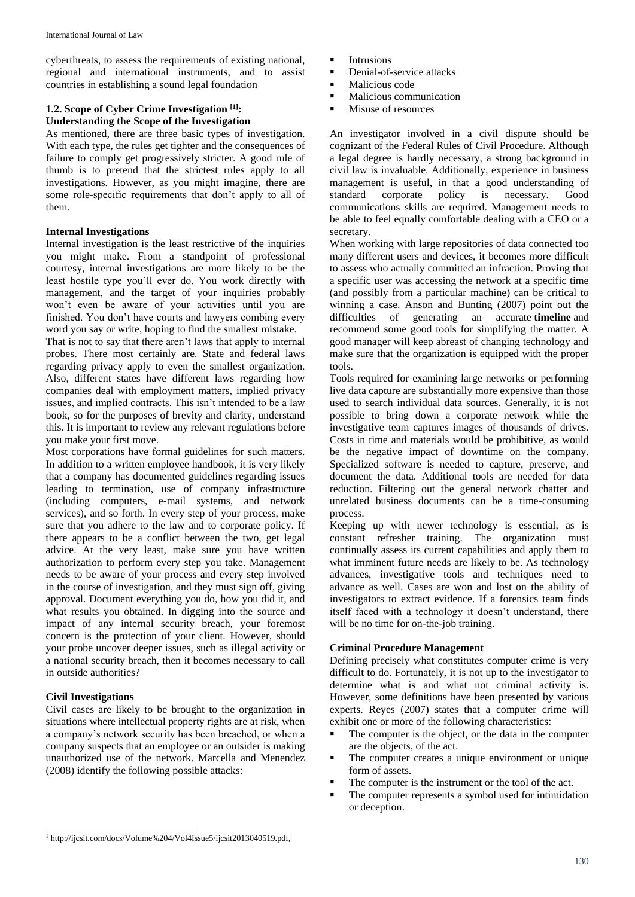cyberthreats, to assess the requirements of existing national, regional and international instruments, and to assist countries in establishing a sound legal foundation

### 1.2. Scope of Cyber Crime Investigation [1]: Understanding the Scope of the Investigation

As mentioned, there are three basic types of investigation. With each type, the rules get tighter and the consequences of failure to comply get progressively stricter. A good rule of thumb is to pretend that the strictest rules apply to all investigations. However, as you might imagine, there are some role-specific requirements that don't apply to all of them.

**Internal Investigations**

Internal investigation is the least restrictive of the inquiries you might make. From a standpoint of professional courtesy, internal investigations are more likely to be the least hostile type you'll ever do. You work directly with management, and the target of your inquiries probably won't even be aware of your activities until you are finished. You don't have courts and lawyers combing every word you say or write, hoping to find the smallest mistake.

That is not to say that there aren't laws that apply to internal probes. There most certainly are. State and federal laws regarding privacy apply to even the smallest organization. Also, different states have different laws regarding how companies deal with employment matters, implied privacy issues, and implied contracts. This isn't intended to be a law book, so for the purposes of brevity and clarity, understand this. It is important to review any relevant regulations before you make your first move.

Most corporations have formal guidelines for such matters. In addition to a written employee handbook, it is very likely that a company has documented guidelines regarding issues leading to termination, use of company infrastructure (including computers, e-mail systems, and network services), and so forth. In every step of your process, make sure that you adhere to the law and to corporate policy. If there appears to be a conflict between the two, get legal advice. At the very least, make sure you have written authorization to perform every step you take. Management needs to be aware of your process and every step involved in the course of investigation, and they must sign off, giving approval. Document everything you do, how you did it, and what results you obtained. In digging into the source and impact of any internal security breach, your foremost concern is the protection of your client. However, should your probe uncover deeper issues, such as illegal activity or a national security breach, then it becomes necessary to call in outside authorities?

**Civil Investigations**

Civil cases are likely to be brought to the organization in situations where intellectual property rights are at risk, when a company's network security has been breached, or when a company suspects that an employee or an outsider is making unauthorized use of the network. Marcella and Menendez (2008) identify the following possible attacks:

- Intrusions
- Denial-of-service attacks
- Malicious code
- Malicious communication
- Misuse of resources

An investigator involved in a civil dispute should be cognizant of the Federal Rules of Civil Procedure. Although a legal degree is hardly necessary, a strong background in civil law is invaluable. Additionally, experience in business management is useful, in that a good understanding of standard corporate policy is necessary. Good communications skills are required. Management needs to be able to feel equally comfortable dealing with a CEO or a secretary.

When working with large repositories of data connected too many different users and devices, it becomes more difficult to assess who actually committed an infraction. Proving that a specific user was accessing the network at a specific time (and possibly from a particular machine) can be critical to winning a case. Anson and Bunting (2007) point out the difficulties of generating an accurate **timeline** and recommend some good tools for simplifying the matter. A good manager will keep abreast of changing technology and make sure that the organization is equipped with the proper tools.

Tools required for examining large networks or performing live data capture are substantially more expensive than those used to search individual data sources. Generally, it is not possible to bring down a corporate network while the investigative team captures images of thousands of drives. Costs in time and materials would be prohibitive, as would be the negative impact of downtime on the company. Specialized software is needed to capture, preserve, and document the data. Additional tools are needed for data reduction. Filtering out the general network chatter and unrelated business documents can be a time-consuming process.

Keeping up with newer technology is essential, as is constant refresher training. The organization must continually assess its current capabilities and apply them to what imminent future needs are likely to be. As technology advances, investigative tools and techniques need to advance as well. Cases are won and lost on the ability of investigators to extract evidence. If a forensics team finds itself faced with a technology it doesn't understand, there will be no time for on-the-job training.

**Criminal Procedure Management**

Defining precisely what constitutes computer crime is very difficult to do. Fortunately, it is not up to the investigator to determine what is and what not criminal activity is. However, some definitions have been presented by various experts. Reyes (2007) states that a computer crime will exhibit one or more of the following characteristics:

- The computer is the object, or the data in the computer are the objects, of the act.
- The computer creates a unique environment or unique form of assets.
- The computer is the instrument or the tool of the act.
- The computer represents a symbol used for intimidation or deception.

[1] http://ijcsit.com/docs/Volume%204/Vol4Issue5/ijcsit2013040519.pdf,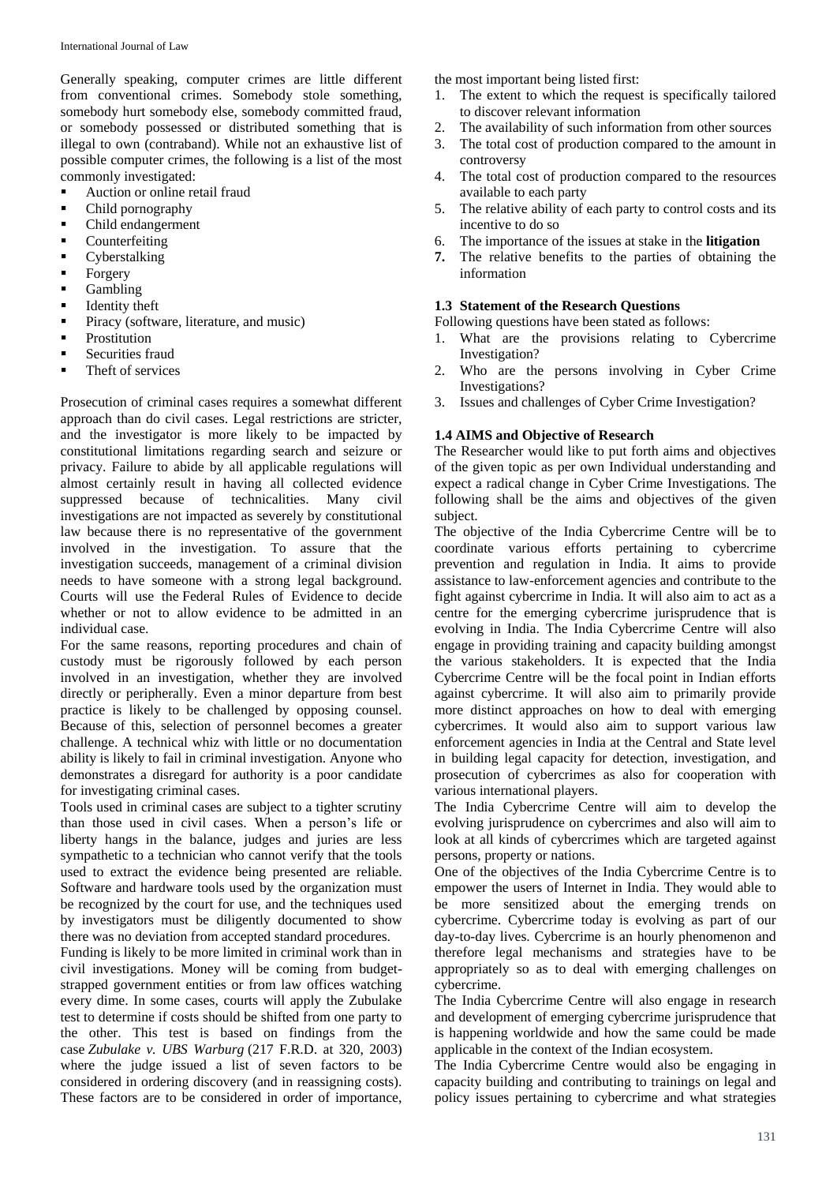Generally speaking, computer crimes are little different from conventional crimes. Somebody stole something, somebody hurt somebody else, somebody committed fraud, or somebody possessed or distributed something that is illegal to own (contraband). While not an exhaustive list of possible computer crimes, the following is a list of the most commonly investigated:

- Auction or online retail fraud
- Child pornography
- Child endangerment
- Counterfeiting
- Cyberstalking
- Forgery
- Gambling
- Identity theft
- Piracy (software, literature, and music)
- Prostitution
- Securities fraud
- Theft of services

Prosecution of criminal cases requires a somewhat different approach than do civil cases. Legal restrictions are stricter, and the investigator is more likely to be impacted by constitutional limitations regarding search and seizure or privacy. Failure to abide by all applicable regulations will almost certainly result in having all collected evidence suppressed because of technicalities. Many civil investigations are not impacted as severely by constitutional law because there is no representative of the government involved in the investigation. To assure that the investigation succeeds, management of a criminal division needs to have someone with a strong legal background. Courts will use the Federal Rules of Evidence to decide whether or not to allow evidence to be admitted in an individual case.

For the same reasons, reporting procedures and chain of custody must be rigorously followed by each person involved in an investigation, whether they are involved directly or peripherally. Even a minor departure from best practice is likely to be challenged by opposing counsel. Because of this, selection of personnel becomes a greater challenge. A technical whiz with little or no documentation ability is likely to fail in criminal investigation. Anyone who demonstrates a disregard for authority is a poor candidate for investigating criminal cases.

Tools used in criminal cases are subject to a tighter scrutiny than those used in civil cases. When a person's life or liberty hangs in the balance, judges and juries are less sympathetic to a technician who cannot verify that the tools used to extract the evidence being presented are reliable. Software and hardware tools used by the organization must be recognized by the court for use, and the techniques used by investigators must be diligently documented to show there was no deviation from accepted standard procedures.

Funding is likely to be more limited in criminal work than in civil investigations. Money will be coming from budget-strapped government entities or from law offices watching every dime. In some cases, courts will apply the Zubulake test to determine if costs should be shifted from one party to the other. This test is based on findings from the case *Zubulake v. UBS Warburg* (217 F.R.D. at 320, 2003) where the judge issued a list of seven factors to be considered in ordering discovery (and in reassigning costs). These factors are to be considered in order of importance, the most important being listed first:

1. The extent to which the request is specifically tailored to discover relevant information
2. The availability of such information from other sources
3. The total cost of production compared to the amount in controversy
4. The total cost of production compared to the resources available to each party
5. The relative ability of each party to control costs and its incentive to do so
6. The importance of the issues at stake in the **litigation**
7. The relative benefits to the parties of obtaining the information

### 1.3 Statement of the Research Questions

Following questions have been stated as follows:

1. What are the provisions relating to Cybercrime Investigation?
2. Who are the persons involving in Cyber Crime Investigations?
3. Issues and challenges of Cyber Crime Investigation?

### 1.4 AIMS and Objective of Research

The Researcher would like to put forth aims and objectives of the given topic as per own Individual understanding and expect a radical change in Cyber Crime Investigations. The following shall be the aims and objectives of the given subject.

The objective of the India Cybercrime Centre will be to coordinate various efforts pertaining to cybercrime prevention and regulation in India. It aims to provide assistance to law-enforcement agencies and contribute to the fight against cybercrime in India. It will also aim to act as a centre for the emerging cybercrime jurisprudence that is evolving in India. The India Cybercrime Centre will also engage in providing training and capacity building amongst the various stakeholders. It is expected that the India Cybercrime Centre will be the focal point in Indian efforts against cybercrime. It will also aim to primarily provide more distinct approaches on how to deal with emerging cybercrimes. It would also aim to support various law enforcement agencies in India at the Central and State level in building legal capacity for detection, investigation, and prosecution of cybercrimes as also for cooperation with various international players.

The India Cybercrime Centre will aim to develop the evolving jurisprudence on cybercrimes and also will aim to look at all kinds of cybercrimes which are targeted against persons, property or nations.

One of the objectives of the India Cybercrime Centre is to empower the users of Internet in India. They would able to be more sensitized about the emerging trends on cybercrime. Cybercrime today is evolving as part of our day-to-day lives. Cybercrime is an hourly phenomenon and therefore legal mechanisms and strategies have to be appropriately so as to deal with emerging challenges on cybercrime.

The India Cybercrime Centre will also engage in research and development of emerging cybercrime jurisprudence that is happening worldwide and how the same could be made applicable in the context of the Indian ecosystem.

The India Cybercrime Centre would also be engaging in capacity building and contributing to trainings on legal and policy issues pertaining to cybercrime and what strategies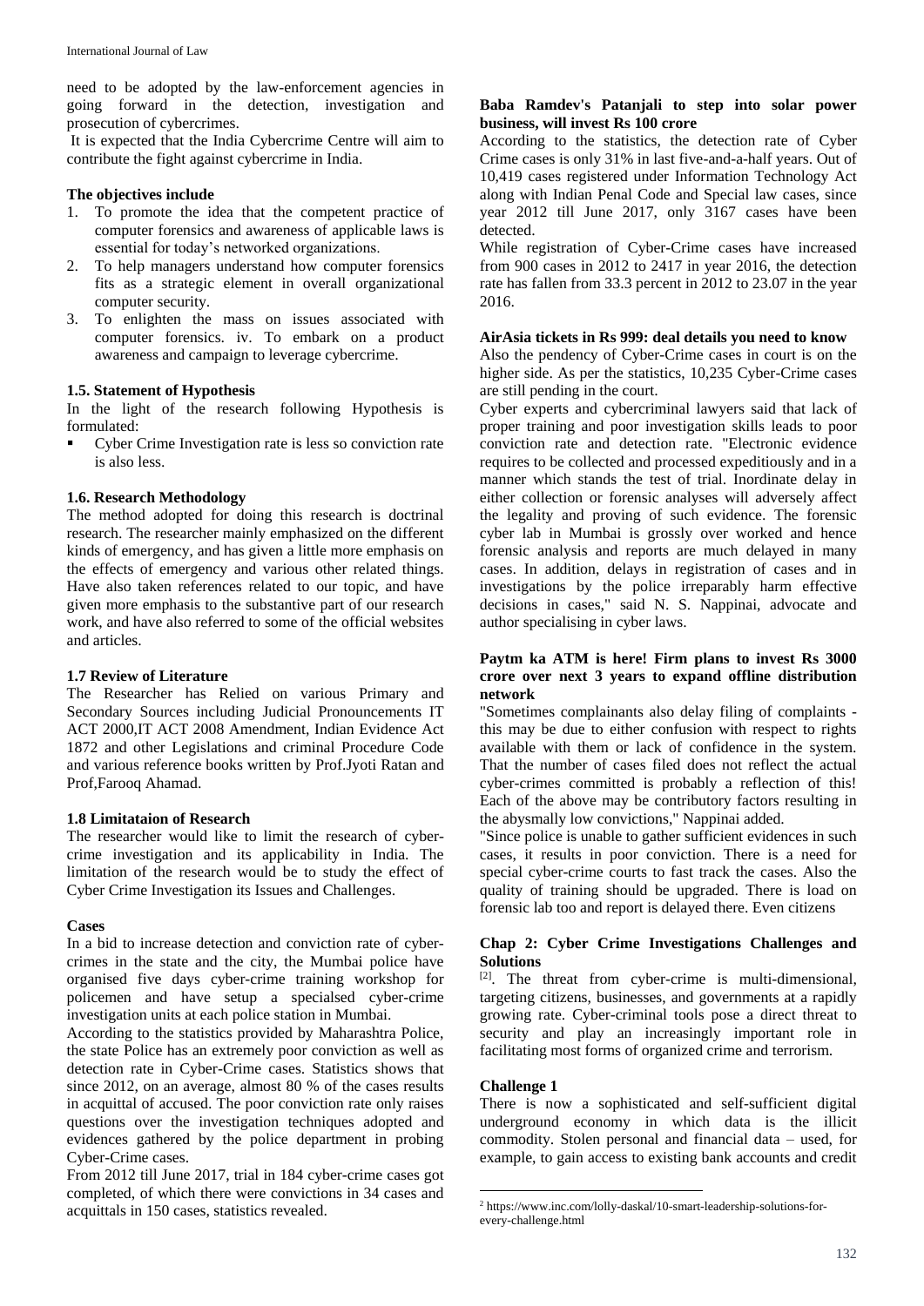need to be adopted by the law-enforcement agencies in going forward in the detection, investigation and prosecution of cybercrimes.

It is expected that the India Cybercrime Centre will aim to contribute the fight against cybercrime in India.

**The objectives include**

1. To promote the idea that the competent practice of computer forensics and awareness of applicable laws is essential for today's networked organizations.
2. To help managers understand how computer forensics fits as a strategic element in overall organizational computer security.
3. To enlighten the mass on issues associated with computer forensics. iv. To embark on a product awareness and campaign to leverage cybercrime.

**1.5. Statement of Hypothesis**

In the light of the research following Hypothesis is formulated:

- Cyber Crime Investigation rate is less so conviction rate is also less.

**1.6. Research Methodology**

The method adopted for doing this research is doctrinal research. The researcher mainly emphasized on the different kinds of emergency, and has given a little more emphasis on the effects of emergency and various other related things. Have also taken references related to our topic, and have given more emphasis to the substantive part of our research work, and have also referred to some of the official websites and articles.

**1.7 Review of Literature**

The Researcher has Relied on various Primary and Secondary Sources including Judicial Pronouncements IT ACT 2000,IT ACT 2008 Amendment, Indian Evidence Act 1872 and other Legislations and criminal Procedure Code and various reference books written by Prof.Jyoti Ratan and Prof,Farooq Ahamad.

**1.8 Limitataion of Research**

The researcher would like to limit the research of cyber-crime investigation and its applicability in India. The limitation of the research would be to study the effect of Cyber Crime Investigation its Issues and Challenges.

**Cases**

In a bid to increase detection and conviction rate of cyber-crimes in the state and the city, the Mumbai police have organised five days cyber-crime training workshop for policemen and have setup a specialsed cyber-crime investigation units at each police station in Mumbai.

According to the statistics provided by Maharashtra Police, the state Police has an extremely poor conviction as well as detection rate in Cyber-Crime cases. Statistics shows that since 2012, on an average, almost 80 % of the cases results in acquittal of accused. The poor conviction rate only raises questions over the investigation techniques adopted and evidences gathered by the police department in probing Cyber-Crime cases.

From 2012 till June 2017, trial in 184 cyber-crime cases got completed, of which there were convictions in 34 cases and acquittals in 150 cases, statistics revealed.

**Baba Ramdev's Patanjali to step into solar power business, will invest Rs 100 crore**

According to the statistics, the detection rate of Cyber Crime cases is only 31% in last five-and-a-half years. Out of 10,419 cases registered under Information Technology Act along with Indian Penal Code and Special law cases, since year 2012 till June 2017, only 3167 cases have been detected.

While registration of Cyber-Crime cases have increased from 900 cases in 2012 to 2417 in year 2016, the detection rate has fallen from 33.3 percent in 2012 to 23.07 in the year 2016.

**AirAsia tickets in Rs 999: deal details you need to know**

Also the pendency of Cyber-Crime cases in court is on the higher side. As per the statistics, 10,235 Cyber-Crime cases are still pending in the court.

Cyber experts and cybercriminal lawyers said that lack of proper training and poor investigation skills leads to poor conviction rate and detection rate. "Electronic evidence requires to be collected and processed expeditiously and in a manner which stands the test of trial. Inordinate delay in either collection or forensic analyses will adversely affect the legality and proving of such evidence. The forensic cyber lab in Mumbai is grossly over worked and hence forensic analysis and reports are much delayed in many cases. In addition, delays in registration of cases and in investigations by the police irreparably harm effective decisions in cases," said N. S. Nappinai, advocate and author specialising in cyber laws.

**Paytm ka ATM is here! Firm plans to invest Rs 3000 crore over next 3 years to expand offline distribution network**

"Sometimes complainants also delay filing of complaints - this may be due to either confusion with respect to rights available with them or lack of confidence in the system. That the number of cases filed does not reflect the actual cyber-crimes committed is probably a reflection of this! Each of the above may be contributory factors resulting in the abysmally low convictions," Nappinai added.

"Since police is unable to gather sufficient evidences in such cases, it results in poor conviction. There is a need for special cyber-crime courts to fast track the cases. Also the quality of training should be upgraded. There is load on forensic lab too and report is delayed there. Even citizens

## Chap 2: Cyber Crime Investigations Challenges and Solutions

[2]. The threat from cyber-crime is multi-dimensional, targeting citizens, businesses, and governments at a rapidly growing rate. Cyber-criminal tools pose a direct threat to security and play an increasingly important role in facilitating most forms of organized crime and terrorism.

**Challenge 1**

There is now a sophisticated and self-sufficient digital underground economy in which data is the illicit commodity. Stolen personal and financial data – used, for example, to gain access to existing bank accounts and credit

---

[2] https://www.inc.com/lolly-daskal/10-smart-leadership-solutions-for-every-challenge.html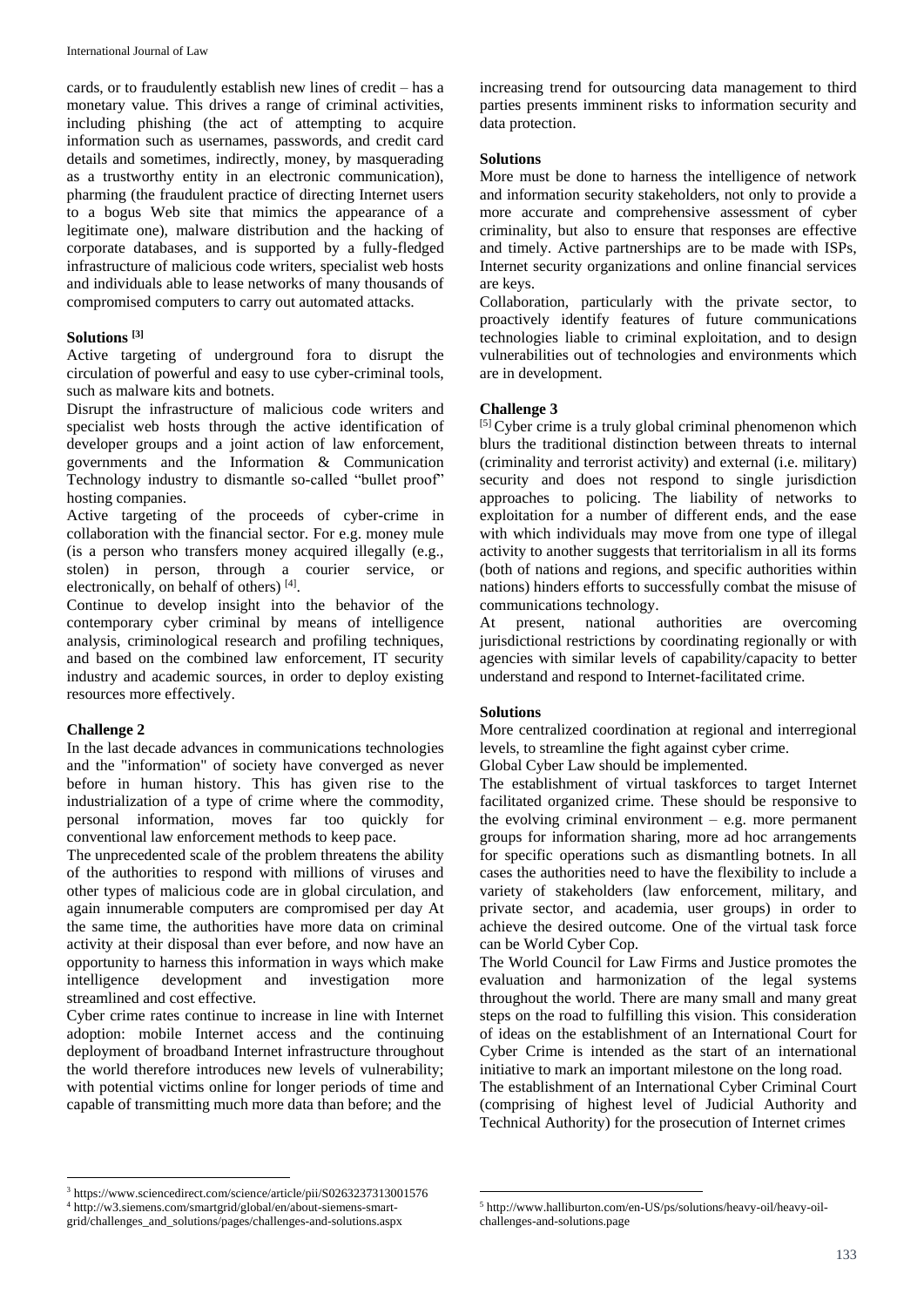cards, or to fraudulently establish new lines of credit – has a monetary value. This drives a range of criminal activities, including phishing (the act of attempting to acquire information such as usernames, passwords, and credit card details and sometimes, indirectly, money, by masquerading as a trustworthy entity in an electronic communication), pharming (the fraudulent practice of directing Internet users to a bogus Web site that mimics the appearance of a legitimate one), malware distribution and the hacking of corporate databases, and is supported by a fully-fledged infrastructure of malicious code writers, specialist web hosts and individuals able to lease networks of many thousands of compromised computers to carry out automated attacks.

**Solutions [3]**

Active targeting of underground fora to disrupt the circulation of powerful and easy to use cyber-criminal tools, such as malware kits and botnets.

Disrupt the infrastructure of malicious code writers and specialist web hosts through the active identification of developer groups and a joint action of law enforcement, governments and the Information & Communication Technology industry to dismantle so-called "bullet proof" hosting companies.

Active targeting of the proceeds of cyber-crime in collaboration with the financial sector. For e.g. money mule (is a person who transfers money acquired illegally (e.g., stolen) in person, through a courier service, or electronically, on behalf of others) [4].

Continue to develop insight into the behavior of the contemporary cyber criminal by means of intelligence analysis, criminological research and profiling techniques, and based on the combined law enforcement, IT security industry and academic sources, in order to deploy existing resources more effectively.

**Challenge 2**

In the last decade advances in communications technologies and the "information" of society have converged as never before in human history. This has given rise to the industrialization of a type of crime where the commodity, personal information, moves far too quickly for conventional law enforcement methods to keep pace.

The unprecedented scale of the problem threatens the ability of the authorities to respond with millions of viruses and other types of malicious code are in global circulation, and again innumerable computers are compromised per day At the same time, the authorities have more data on criminal activity at their disposal than ever before, and now have an opportunity to harness this information in ways which make intelligence development and investigation more streamlined and cost effective.

Cyber crime rates continue to increase in line with Internet adoption: mobile Internet access and the continuing deployment of broadband Internet infrastructure throughout the world therefore introduces new levels of vulnerability; with potential victims online for longer periods of time and capable of transmitting much more data than before; and the increasing trend for outsourcing data management to third parties presents imminent risks to information security and data protection.

**Solutions**

More must be done to harness the intelligence of network and information security stakeholders, not only to provide a more accurate and comprehensive assessment of cyber criminality, but also to ensure that responses are effective and timely. Active partnerships are to be made with ISPs, Internet security organizations and online financial services are keys.

Collaboration, particularly with the private sector, to proactively identify features of future communications technologies liable to criminal exploitation, and to design vulnerabilities out of technologies and environments which are in development.

**Challenge 3**

[5] Cyber crime is a truly global criminal phenomenon which blurs the traditional distinction between threats to internal (criminality and terrorist activity) and external (i.e. military) security and does not respond to single jurisdiction approaches to policing. The liability of networks to exploitation for a number of different ends, and the ease with which individuals may move from one type of illegal activity to another suggests that territorialism in all its forms (both of nations and regions, and specific authorities within nations) hinders efforts to successfully combat the misuse of communications technology.

At present, national authorities are overcoming jurisdictional restrictions by coordinating regionally or with agencies with similar levels of capability/capacity to better understand and respond to Internet-facilitated crime.

**Solutions**

More centralized coordination at regional and interregional levels, to streamline the fight against cyber crime.

Global Cyber Law should be implemented.

The establishment of virtual taskforces to target Internet facilitated organized crime. These should be responsive to the evolving criminal environment – e.g. more permanent groups for information sharing, more ad hoc arrangements for specific operations such as dismantling botnets. In all cases the authorities need to have the flexibility to include a variety of stakeholders (law enforcement, military, and private sector, and academia, user groups) in order to achieve the desired outcome. One of the virtual task force can be World Cyber Cop.

The World Council for Law Firms and Justice promotes the evaluation and harmonization of the legal systems throughout the world. There are many small and many great steps on the road to fulfilling this vision. This consideration of ideas on the establishment of an International Court for Cyber Crime is intended as the start of an international initiative to mark an important milestone on the long road.

The establishment of an International Cyber Criminal Court (comprising of highest level of Judicial Authority and Technical Authority) for the prosecution of Internet crimes

---

[3] https://www.sciencedirect.com/science/article/pii/S0263237313001576

[4] http://w3.siemens.com/smartgrid/global/en/about-siemens-smart-grid/challenges_and_solutions/pages/challenges-and-solutions.aspx

[5] http://www.halliburton.com/en-US/ps/solutions/heavy-oil/heavy-oil-challenges-and-solutions.page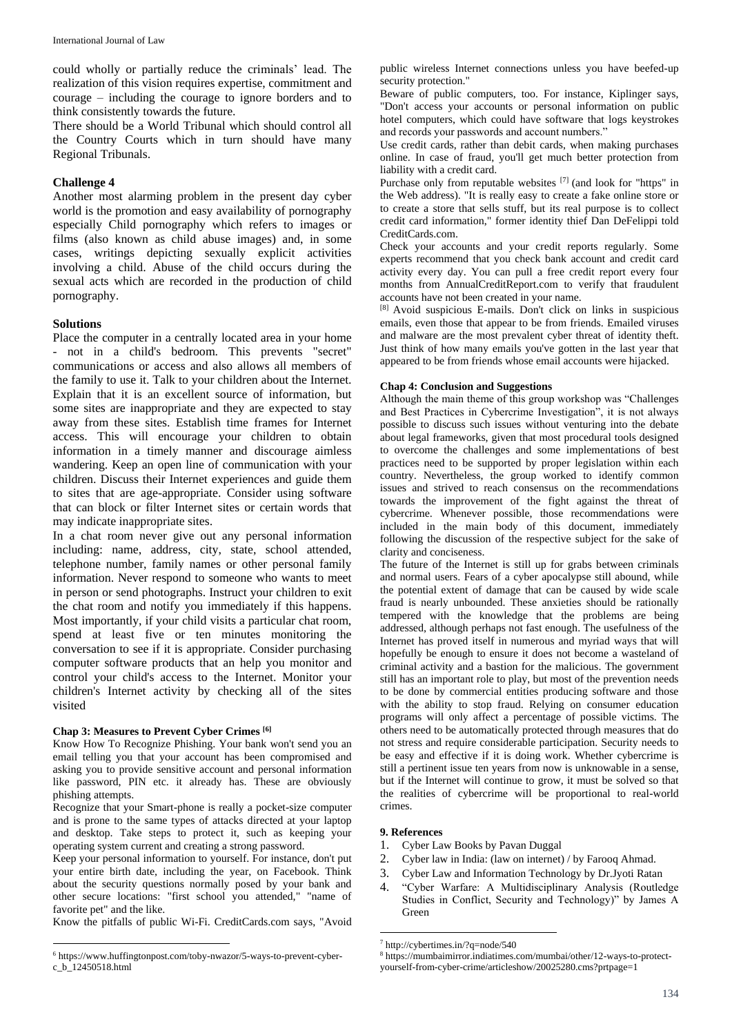could wholly or partially reduce the criminals' lead. The realization of this vision requires expertise, commitment and courage – including the courage to ignore borders and to think consistently towards the future.

There should be a World Tribunal which should control all the Country Courts which in turn should have many Regional Tribunals.

**Challenge 4**

Another most alarming problem in the present day cyber world is the promotion and easy availability of pornography especially Child pornography which refers to images or films (also known as child abuse images) and, in some cases, writings depicting sexually explicit activities involving a child. Abuse of the child occurs during the sexual acts which are recorded in the production of child pornography.

**Solutions**

Place the computer in a centrally located area in your home - not in a child's bedroom. This prevents "secret" communications or access and also allows all members of the family to use it. Talk to your children about the Internet. Explain that it is an excellent source of information, but some sites are inappropriate and they are expected to stay away from these sites. Establish time frames for Internet access. This will encourage your children to obtain information in a timely manner and discourage aimless wandering. Keep an open line of communication with your children. Discuss their Internet experiences and guide them to sites that are age-appropriate. Consider using software that can block or filter Internet sites or certain words that may indicate inappropriate sites.

In a chat room never give out any personal information including: name, address, city, state, school attended, telephone number, family names or other personal family information. Never respond to someone who wants to meet in person or send photographs. Instruct your children to exit the chat room and notify you immediately if this happens. Most importantly, if your child visits a particular chat room, spend at least five or ten minutes monitoring the conversation to see if it is appropriate. Consider purchasing computer software products that an help you monitor and control your child's access to the Internet. Monitor your children's Internet activity by checking all of the sites visited

**Chap 3: Measures to Prevent Cyber Crimes [6]**

Know How To Recognize Phishing. Your bank won't send you an email telling you that your account has been compromised and asking you to provide sensitive account and personal information like password, PIN etc. it already has. These are obviously phishing attempts.

Recognize that your Smart-phone is really a pocket-size computer and is prone to the same types of attacks directed at your laptop and desktop. Take steps to protect it, such as keeping your operating system current and creating a strong password.

Keep your personal information to yourself. For instance, don't put your entire birth date, including the year, on Facebook. Think about the security questions normally posed by your bank and other secure locations: "first school you attended," "name of favorite pet" and the like.

Know the pitfalls of public Wi-Fi. CreditCards.com says, "Avoid public wireless Internet connections unless you have beefed-up security protection."

Beware of public computers, too. For instance, Kiplinger says, "Don't access your accounts or personal information on public hotel computers, which could have software that logs keystrokes and records your passwords and account numbers."

Use credit cards, rather than debit cards, when making purchases online. In case of fraud, you'll get much better protection from liability with a credit card.

Purchase only from reputable websites [7] (and look for "https" in the Web address). "It is really easy to create a fake online store or to create a store that sells stuff, but its real purpose is to collect credit card information," former identity thief Dan DeFelippi told CreditCards.com.

Check your accounts and your credit reports regularly. Some experts recommend that you check bank account and credit card activity every day. You can pull a free credit report every four months from AnnualCreditReport.com to verify that fraudulent accounts have not been created in your name.

[8] Avoid suspicious E-mails. Don't click on links in suspicious emails, even those that appear to be from friends. Emailed viruses and malware are the most prevalent cyber threat of identity theft. Just think of how many emails you've gotten in the last year that appeared to be from friends whose email accounts were hijacked.

**Chap 4: Conclusion and Suggestions**

Although the main theme of this group workshop was "Challenges and Best Practices in Cybercrime Investigation", it is not always possible to discuss such issues without venturing into the debate about legal frameworks, given that most procedural tools designed to overcome the challenges and some implementations of best practices need to be supported by proper legislation within each country. Nevertheless, the group worked to identify common issues and strived to reach consensus on the recommendations towards the improvement of the fight against the threat of cybercrime. Whenever possible, those recommendations were included in the main body of this document, immediately following the discussion of the respective subject for the sake of clarity and conciseness.

The future of the Internet is still up for grabs between criminals and normal users. Fears of a cyber apocalypse still abound, while the potential extent of damage that can be caused by wide scale fraud is nearly unbounded. These anxieties should be rationally tempered with the knowledge that the problems are being addressed, although perhaps not fast enough. The usefulness of the Internet has proved itself in numerous and myriad ways that will hopefully be enough to ensure it does not become a wasteland of criminal activity and a bastion for the malicious. The government still has an important role to play, but most of the prevention needs to be done by commercial entities producing software and those with the ability to stop fraud. Relying on consumer education programs will only affect a percentage of possible victims. The others need to be automatically protected through measures that do not stress and require considerable participation. Security needs to be easy and effective if it is doing work. Whether cybercrime is still a pertinent issue ten years from now is unknowable in a sense, but if the Internet will continue to grow, it must be solved so that the realities of cybercrime will be proportional to real-world crimes.

**9. References**

1. Cyber Law Books by Pavan Duggal
2. Cyber law in India: (law on internet) / by Farooq Ahmad.
3. Cyber Law and Information Technology by Dr.Jyoti Ratan
4. "Cyber Warfare: A Multidisciplinary Analysis (Routledge Studies in Conflict, Security and Technology)" by James A Green

---

[6] https://www.huffingtonpost.com/toby-nwazor/5-ways-to-prevent-cyber-c_b_12450518.html

[7] http://cybertimes.in/?q=node/540

[8] https://mumbaimirror.indiatimes.com/mumbai/other/12-ways-to-protect-yourself-from-cyber-crime/articleshow/20025280.cms?prtpage=1